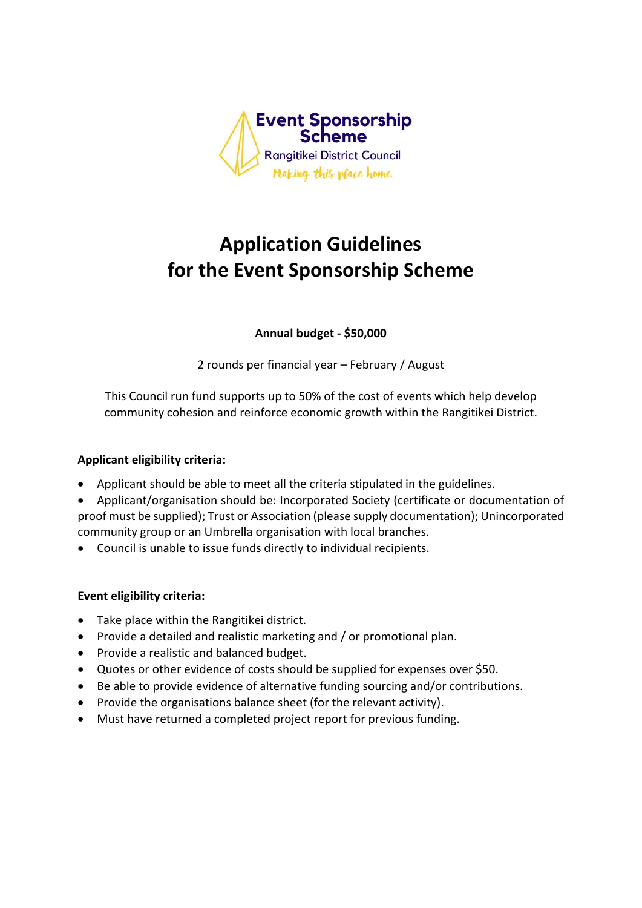Event Sponsorship Scheme

Rangitikei District Council

*Making this place home.*

# Application Guidelines for the Event Sponsorship Scheme

**Annual budget - $50,000**

2 rounds per financial year – February / August

This Council run fund supports up to 50% of the cost of events which help develop community cohesion and reinforce economic growth within the Rangitikei District.

**Applicant eligibility criteria:**

- Applicant should be able to meet all the criteria stipulated in the guidelines.
- Applicant/organisation should be: Incorporated Society (certificate or documentation of proof must be supplied); Trust or Association (please supply documentation); Unincorporated community group or an Umbrella organisation with local branches.
- Council is unable to issue funds directly to individual recipients.

**Event eligibility criteria:**

- Take place within the Rangitikei district.
- Provide a detailed and realistic marketing and / or promotional plan.
- Provide a realistic and balanced budget.
- Quotes or other evidence of costs should be supplied for expenses over $50.
- Be able to provide evidence of alternative funding sourcing and/or contributions.
- Provide the organisations balance sheet (for the relevant activity).
- Must have returned a completed project report for previous funding.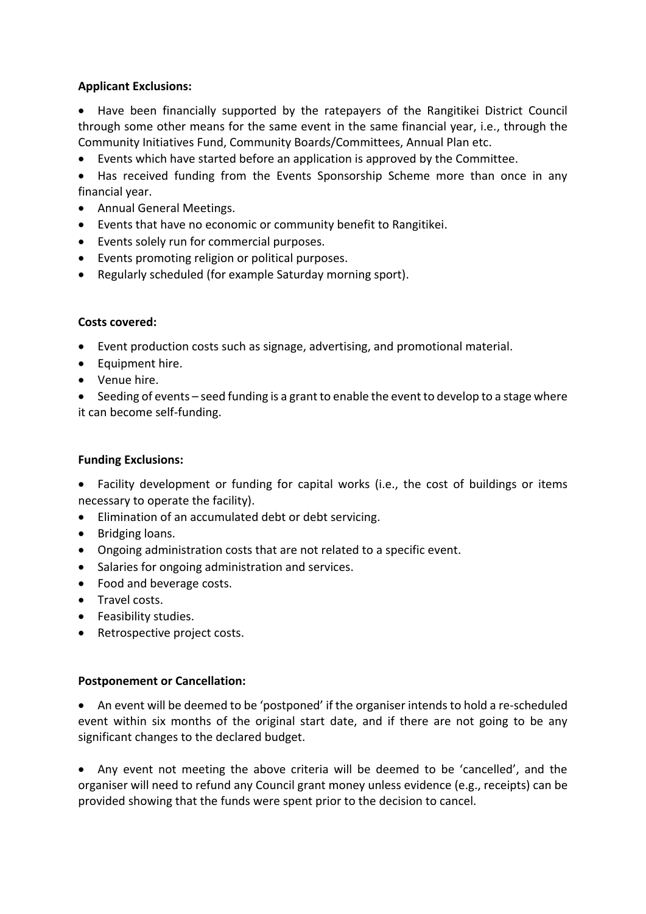**Applicant Exclusions:**

- Have been financially supported by the ratepayers of the Rangitikei District Council through some other means for the same event in the same financial year, i.e., through the Community Initiatives Fund, Community Boards/Committees, Annual Plan etc.
- Events which have started before an application is approved by the Committee.
- Has received funding from the Events Sponsorship Scheme more than once in any financial year.
- Annual General Meetings.
- Events that have no economic or community benefit to Rangitikei.
- Events solely run for commercial purposes.
- Events promoting religion or political purposes.
- Regularly scheduled (for example Saturday morning sport).

**Costs covered:**

- Event production costs such as signage, advertising, and promotional material.
- Equipment hire.
- Venue hire.
- Seeding of events – seed funding is a grant to enable the event to develop to a stage where it can become self-funding.

**Funding Exclusions:**

- Facility development or funding for capital works (i.e., the cost of buildings or items necessary to operate the facility).
- Elimination of an accumulated debt or debt servicing.
- Bridging loans.
- Ongoing administration costs that are not related to a specific event.
- Salaries for ongoing administration and services.
- Food and beverage costs.
- Travel costs.
- Feasibility studies.
- Retrospective project costs.

**Postponement or Cancellation:**

- An event will be deemed to be 'postponed' if the organiser intends to hold a re-scheduled event within six months of the original start date, and if there are not going to be any significant changes to the declared budget.

- Any event not meeting the above criteria will be deemed to be 'cancelled', and the organiser will need to refund any Council grant money unless evidence (e.g., receipts) can be provided showing that the funds were spent prior to the decision to cancel.